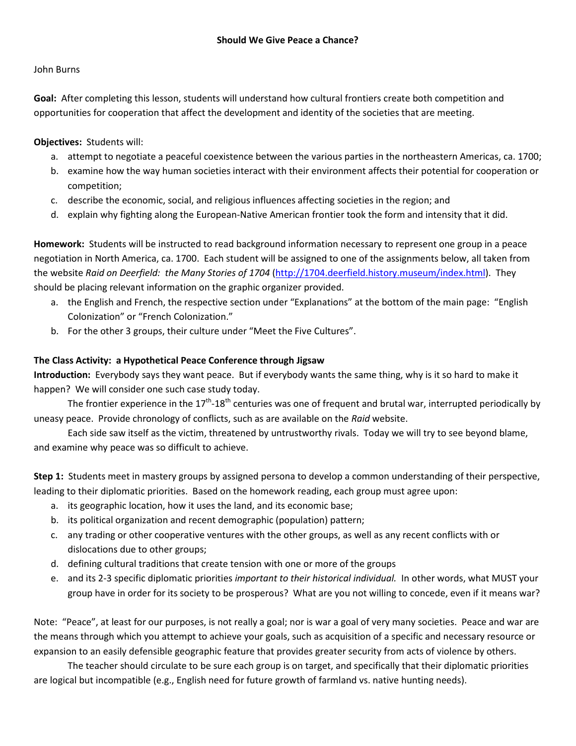# Should We Give Peace a Chance?

John Burns

**Goal:** After completing this lesson, students will understand how cultural frontiers create both competition and opportunities for cooperation that affect the development and identity of the societies that are meeting.

**Objectives:** Students will:

a. attempt to negotiate a peaceful coexistence between the various parties in the northeastern Americas, ca. 1700;
b. examine how the way human societies interact with their environment affects their potential for cooperation or competition;
c. describe the economic, social, and religious influences affecting societies in the region; and
d. explain why fighting along the European-Native American frontier took the form and intensity that it did.

**Homework:** Students will be instructed to read background information necessary to represent one group in a peace negotiation in North America, ca. 1700. Each student will be assigned to one of the assignments below, all taken from the website *Raid on Deerfield: the Many Stories of 1704* (http://1704.deerfield.history.museum/index.html). They should be placing relevant information on the graphic organizer provided.

a. the English and French, the respective section under "Explanations" at the bottom of the main page: "English Colonization" or "French Colonization."
b. For the other 3 groups, their culture under "Meet the Five Cultures".

### The Class Activity: a Hypothetical Peace Conference through Jigsaw

**Introduction:** Everybody says they want peace. But if everybody wants the same thing, why is it so hard to make it happen? We will consider one such case study today.

The frontier experience in the 17th-18th centuries was one of frequent and brutal war, interrupted periodically by uneasy peace. Provide chronology of conflicts, such as are available on the *Raid* website.

Each side saw itself as the victim, threatened by untrustworthy rivals. Today we will try to see beyond blame, and examine why peace was so difficult to achieve.

**Step 1:** Students meet in mastery groups by assigned persona to develop a common understanding of their perspective, leading to their diplomatic priorities. Based on the homework reading, each group must agree upon:

a. its geographic location, how it uses the land, and its economic base;
b. its political organization and recent demographic (population) pattern;
c. any trading or other cooperative ventures with the other groups, as well as any recent conflicts with or dislocations due to other groups;
d. defining cultural traditions that create tension with one or more of the groups
e. and its 2-3 specific diplomatic priorities *important to their historical individual.* In other words, what MUST your group have in order for its society to be prosperous? What are you not willing to concede, even if it means war?

Note: "Peace", at least for our purposes, is not really a goal; nor is war a goal of very many societies. Peace and war are the means through which you attempt to achieve your goals, such as acquisition of a specific and necessary resource or expansion to an easily defensible geographic feature that provides greater security from acts of violence by others.

The teacher should circulate to be sure each group is on target, and specifically that their diplomatic priorities are logical but incompatible (e.g., English need for future growth of farmland vs. native hunting needs).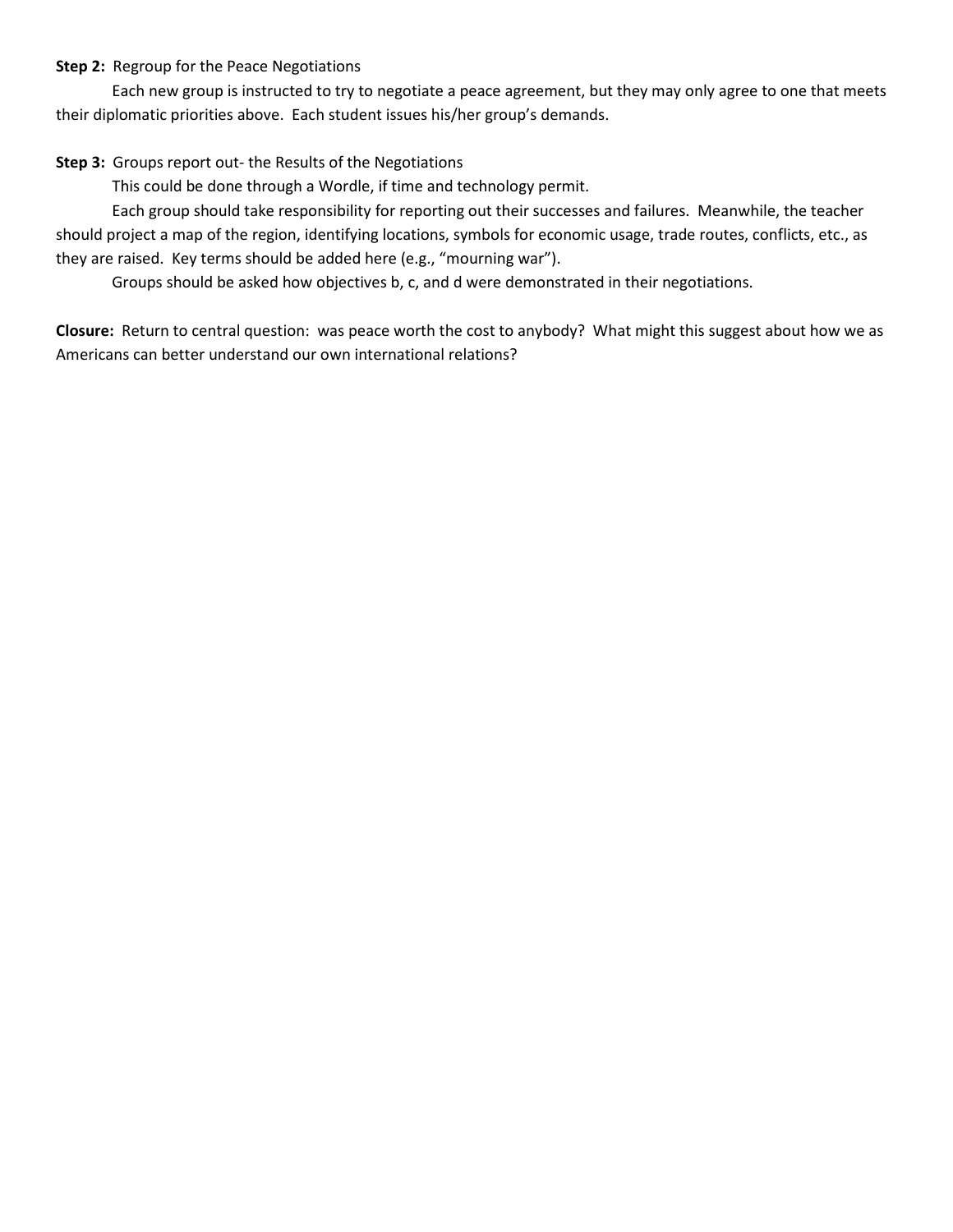**Step 2:** Regroup for the Peace Negotiations

Each new group is instructed to try to negotiate a peace agreement, but they may only agree to one that meets their diplomatic priorities above. Each student issues his/her group's demands.

**Step 3:** Groups report out- the Results of the Negotiations

This could be done through a Wordle, if time and technology permit.

Each group should take responsibility for reporting out their successes and failures. Meanwhile, the teacher should project a map of the region, identifying locations, symbols for economic usage, trade routes, conflicts, etc., as they are raised. Key terms should be added here (e.g., "mourning war").

Groups should be asked how objectives b, c, and d were demonstrated in their negotiations.

**Closure:** Return to central question: was peace worth the cost to anybody? What might this suggest about how we as Americans can better understand our own international relations?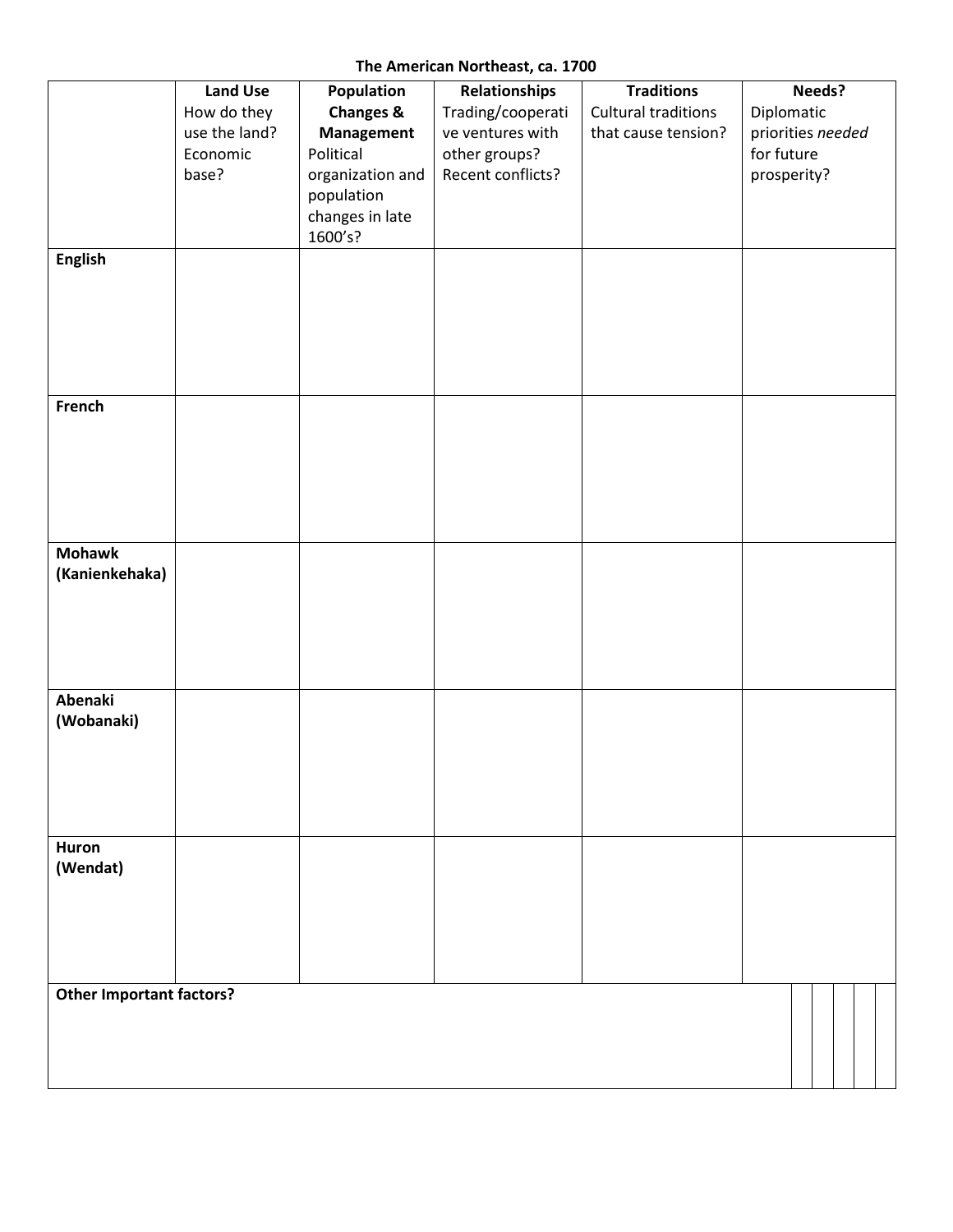**The American Northeast, ca. 1700**

| | **Land Use**<br>How do they use the land? Economic base? | **Population Changes & Management**<br>Political organization and population changes in late 1600's? | **Relationships**<br>Trading/cooperative ventures with other groups? Recent conflicts? | **Traditions**<br>Cultural traditions that cause tension? | **Needs?**<br>Diplomatic priorities *needed* for future prosperity? |
|---|---|---|---|---|---|
| **English** | | | | | |
| **French** | | | | | |
| **Mohawk (Kanienkehaka)** | | | | | |
| **Abenaki (Wobanaki)** | | | | | |
| **Huron (Wendat)** | | | | | |
| **Other Important factors?** | | | | | |